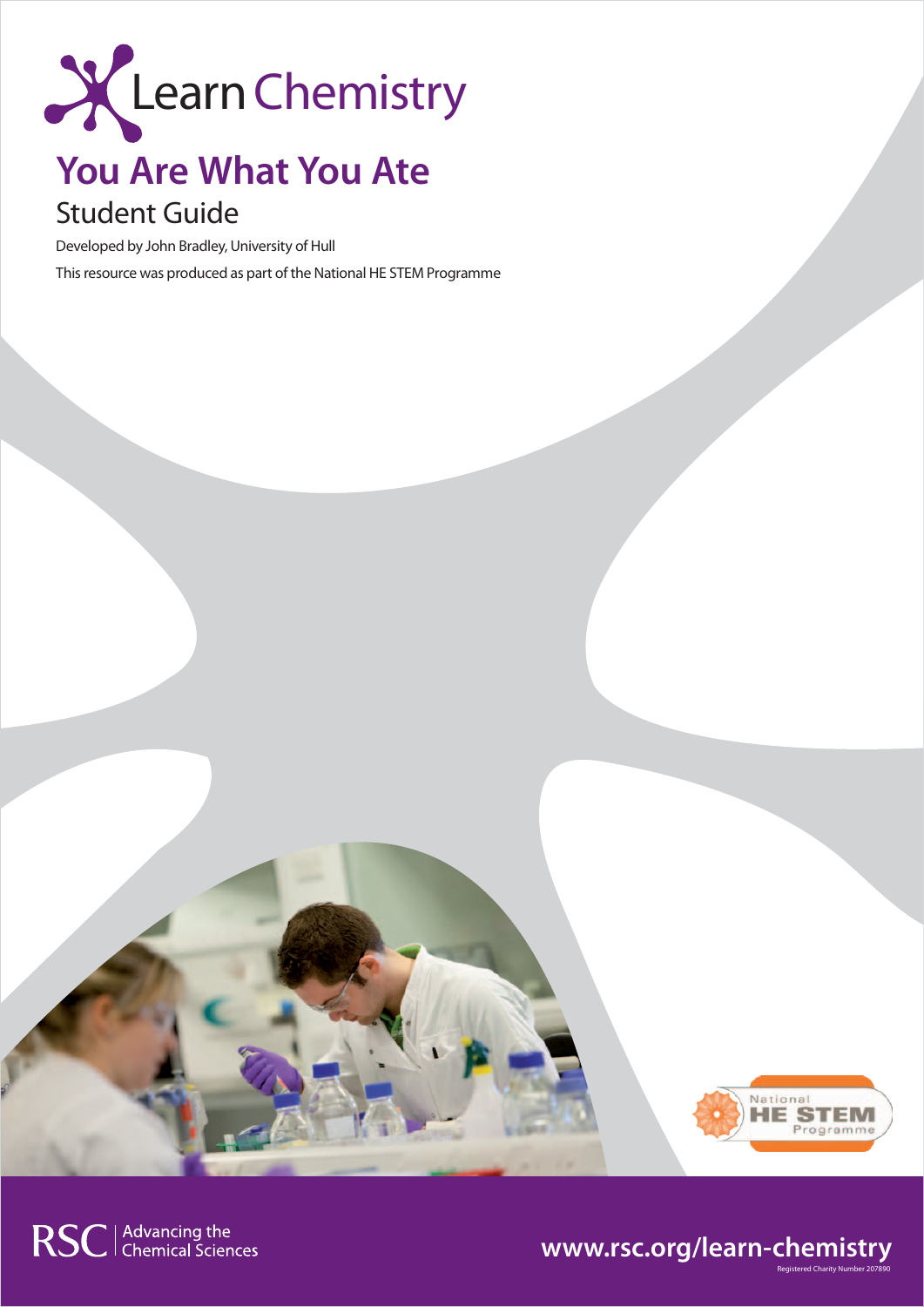Learn Chemistry

# You Are What You Ate

## Student Guide

Developed by John Bradley, University of Hull

This resource was produced as part of the National HE STEM Programme

RSC | Advancing the Chemical Sciences

www.rsc.org/learn-chemistry

Registered Charity Number 207890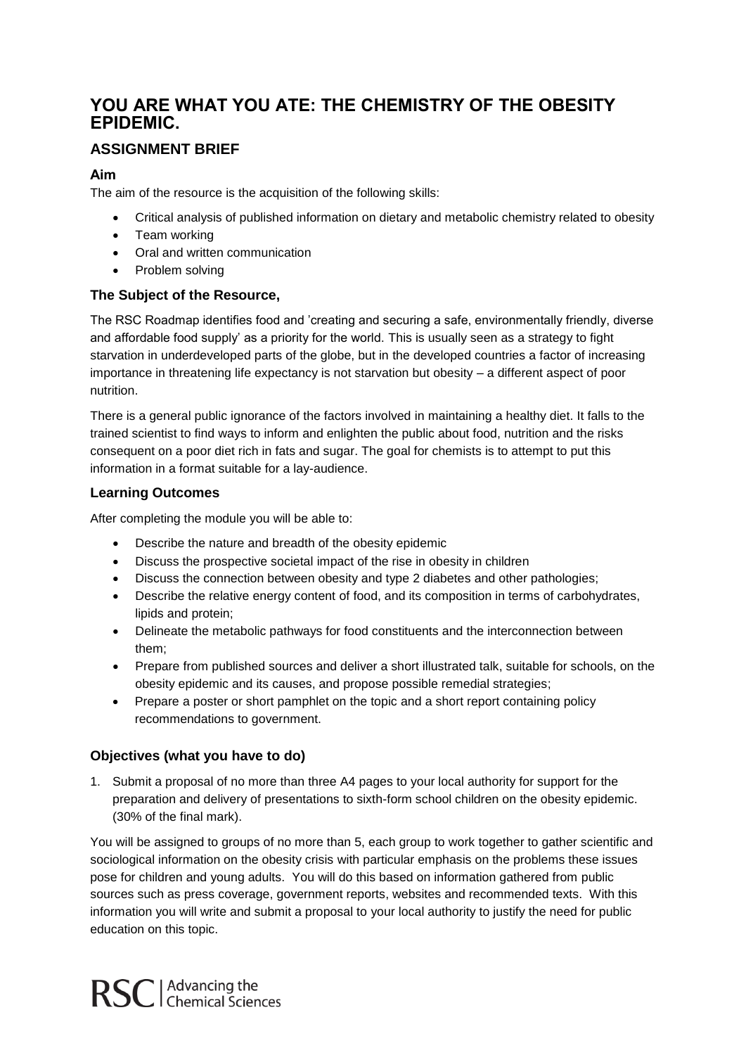# YOU ARE WHAT YOU ATE: THE CHEMISTRY OF THE OBESITY EPIDEMIC.

## ASSIGNMENT BRIEF

### Aim

The aim of the resource is the acquisition of the following skills:

- Critical analysis of published information on dietary and metabolic chemistry related to obesity
- Team working
- Oral and written communication
- Problem solving

### The Subject of the Resource,

The RSC Roadmap identifies food and 'creating and securing a safe, environmentally friendly, diverse and affordable food supply' as a priority for the world. This is usually seen as a strategy to fight starvation in underdeveloped parts of the globe, but in the developed countries a factor of increasing importance in threatening life expectancy is not starvation but obesity – a different aspect of poor nutrition.

There is a general public ignorance of the factors involved in maintaining a healthy diet. It falls to the trained scientist to find ways to inform and enlighten the public about food, nutrition and the risks consequent on a poor diet rich in fats and sugar. The goal for chemists is to attempt to put this information in a format suitable for a lay-audience.

### Learning Outcomes

After completing the module you will be able to:

- Describe the nature and breadth of the obesity epidemic
- Discuss the prospective societal impact of the rise in obesity in children
- Discuss the connection between obesity and type 2 diabetes and other pathologies;
- Describe the relative energy content of food, and its composition in terms of carbohydrates, lipids and protein;
- Delineate the metabolic pathways for food constituents and the interconnection between them;
- Prepare from published sources and deliver a short illustrated talk, suitable for schools, on the obesity epidemic and its causes, and propose possible remedial strategies;
- Prepare a poster or short pamphlet on the topic and a short report containing policy recommendations to government.

### Objectives (what you have to do)

1. Submit a proposal of no more than three A4 pages to your local authority for support for the preparation and delivery of presentations to sixth-form school children on the obesity epidemic. (30% of the final mark).

You will be assigned to groups of no more than 5, each group to work together to gather scientific and sociological information on the obesity crisis with particular emphasis on the problems these issues pose for children and young adults. You will do this based on information gathered from public sources such as press coverage, government reports, websites and recommended texts. With this information you will write and submit a proposal to your local authority to justify the need for public education on this topic.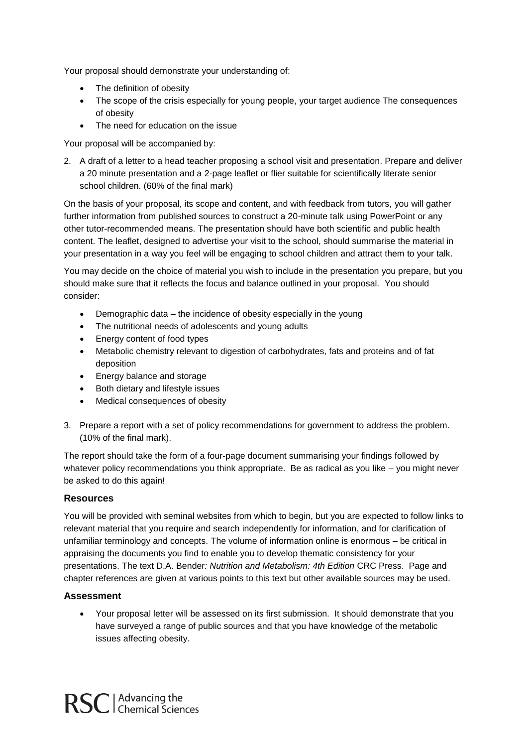Your proposal should demonstrate your understanding of:

- The definition of obesity
- The scope of the crisis especially for young people, your target audience The consequences of obesity
- The need for education on the issue

Your proposal will be accompanied by:

2. A draft of a letter to a head teacher proposing a school visit and presentation. Prepare and deliver a 20 minute presentation and a 2-page leaflet or flier suitable for scientifically literate senior school children. (60% of the final mark)

On the basis of your proposal, its scope and content, and with feedback from tutors, you will gather further information from published sources to construct a 20-minute talk using PowerPoint or any other tutor-recommended means. The presentation should have both scientific and public health content. The leaflet, designed to advertise your visit to the school, should summarise the material in your presentation in a way you feel will be engaging to school children and attract them to your talk.

You may decide on the choice of material you wish to include in the presentation you prepare, but you should make sure that it reflects the focus and balance outlined in your proposal. You should consider:

- Demographic data – the incidence of obesity especially in the young
- The nutritional needs of adolescents and young adults
- Energy content of food types
- Metabolic chemistry relevant to digestion of carbohydrates, fats and proteins and of fat deposition
- Energy balance and storage
- Both dietary and lifestyle issues
- Medical consequences of obesity

3. Prepare a report with a set of policy recommendations for government to address the problem. (10% of the final mark).

The report should take the form of a four-page document summarising your findings followed by whatever policy recommendations you think appropriate. Be as radical as you like – you might never be asked to do this again!

### Resources

You will be provided with seminal websites from which to begin, but you are expected to follow links to relevant material that you require and search independently for information, and for clarification of unfamiliar terminology and concepts. The volume of information online is enormous – be critical in appraising the documents you find to enable you to develop thematic consistency for your presentations. The text D.A. Bender*: Nutrition and Metabolism: 4th Edition* CRC Press. Page and chapter references are given at various points to this text but other available sources may be used.

### Assessment

- Your proposal letter will be assessed on its first submission. It should demonstrate that you have surveyed a range of public sources and that you have knowledge of the metabolic issues affecting obesity.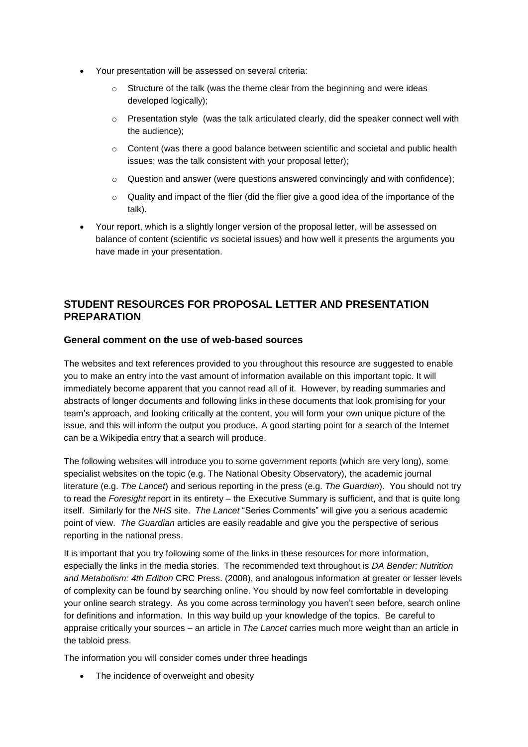- Your presentation will be assessed on several criteria:
    - Structure of the talk (was the theme clear from the beginning and were ideas developed logically);
    - Presentation style (was the talk articulated clearly, did the speaker connect well with the audience);
    - Content (was there a good balance between scientific and societal and public health issues; was the talk consistent with your proposal letter);
    - Question and answer (were questions answered convincingly and with confidence);
    - Quality and impact of the flier (did the flier give a good idea of the importance of the talk).
- Your report, which is a slightly longer version of the proposal letter, will be assessed on balance of content (scientific *vs* societal issues) and how well it presents the arguments you have made in your presentation.

## STUDENT RESOURCES FOR PROPOSAL LETTER AND PRESENTATION PREPARATION

### General comment on the use of web-based sources

The websites and text references provided to you throughout this resource are suggested to enable you to make an entry into the vast amount of information available on this important topic. It will immediately become apparent that you cannot read all of it. However, by reading summaries and abstracts of longer documents and following links in these documents that look promising for your team's approach, and looking critically at the content, you will form your own unique picture of the issue, and this will inform the output you produce. A good starting point for a search of the Internet can be a Wikipedia entry that a search will produce.

The following websites will introduce you to some government reports (which are very long), some specialist websites on the topic (e.g. The National Obesity Observatory), the academic journal literature (e.g. *The Lancet*) and serious reporting in the press (e.g. *The Guardian*). You should not try to read the *Foresight* report in its entirety – the Executive Summary is sufficient, and that is quite long itself. Similarly for the *NHS* site. *The Lancet* "Series Comments" will give you a serious academic point of view. *The Guardian* articles are easily readable and give you the perspective of serious reporting in the national press.

It is important that you try following some of the links in these resources for more information, especially the links in the media stories. The recommended text throughout is *DA Bender: Nutrition and Metabolism: 4th Edition* CRC Press. (2008), and analogous information at greater or lesser levels of complexity can be found by searching online. You should by now feel comfortable in developing your online search strategy. As you come across terminology you haven't seen before, search online for definitions and information. In this way build up your knowledge of the topics. Be careful to appraise critically your sources – an article in *The Lancet* carries much more weight than an article in the tabloid press.

The information you will consider comes under three headings

- The incidence of overweight and obesity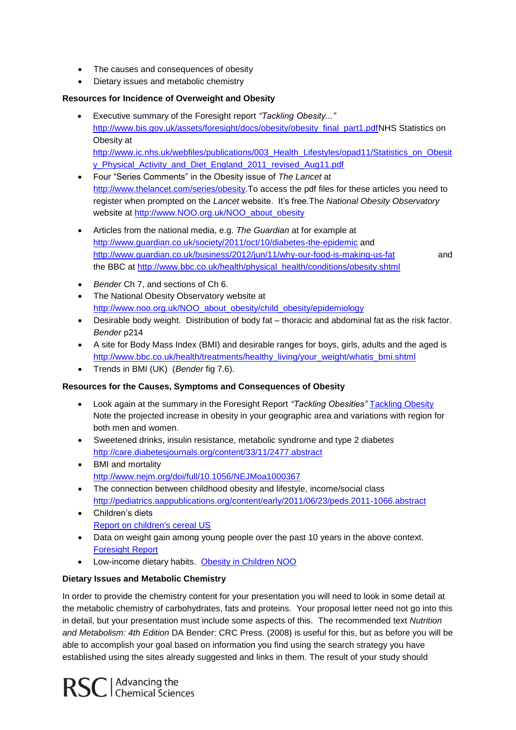- The causes and consequences of obesity
- Dietary issues and metabolic chemistry

**Resources for Incidence of Overweight and Obesity**

- Executive summary of the Foresight report *"Tackling Obesity..."* http://www.bis.gov.uk/assets/foresight/docs/obesity/obesity_final_part1.pdfNHS Statistics on Obesity at http://www.ic.nhs.uk/webfiles/publications/003_Health_Lifestyles/opad11/Statistics_on_Obesity_Physical_Activity_and_Diet_England_2011_revised_Aug11.pdf
- Four "Series Comments" in the Obesity issue of *The Lancet* at http://www.thelancet.com/series/obesity.To access the pdf files for these articles you need to register when prompted on the *Lancet* website. It's free.The *National Obesity Observatory* website at http://www.NOO.org.uk/NOO_about_obesity
- Articles from the national media, e.g. *The Guardian* at for example at http://www.guardian.co.uk/society/2011/oct/10/diabetes-the-epidemic and http://www.guardian.co.uk/business/2012/jun/11/why-our-food-is-making-us-fat and the BBC at http://www.bbc.co.uk/health/physical_health/conditions/obesity.shtml
- *Bender* Ch 7, and sections of Ch 6.
- The National Obesity Observatory website at http://www.noo.org.uk/NOO_about_obesity/child_obesity/epidemiology
- Desirable body weight. Distribution of body fat – thoracic and abdominal fat as the risk factor. *Bender* p214
- A site for Body Mass Index (BMI) and desirable ranges for boys, girls, adults and the aged is http://www.bbc.co.uk/health/treatments/healthy_living/your_weight/whatis_bmi.shtml
- Trends in BMI (UK) (*Bender* fig 7.6).

**Resources for the Causes, Symptoms and Consequences of Obesity**

- Look again at the summary in the Foresight Report *"Tackling Obesities"* Tackling Obesity Note the projected increase in obesity in your geographic area and variations with region for both men and women.
- Sweetened drinks, insulin resistance, metabolic syndrome and type 2 diabetes http://care.diabetesjournals.org/content/33/11/2477.abstract
- BMI and mortality http://www.nejm.org/doi/full/10.1056/NEJMoa1000367
- The connection between childhood obesity and lifestyle, income/social class http://pediatrics.aappublications.org/content/early/2011/06/23/peds.2011-1066.abstract
- Children's diets Report on children's cereal US
- Data on weight gain among young people over the past 10 years in the above context. Foresight Report
- Low-income dietary habits. Obesity in Children NOO

**Dietary Issues and Metabolic Chemistry**

In order to provide the chemistry content for your presentation you will need to look in some detail at the metabolic chemistry of carbohydrates, fats and proteins. Your proposal letter need not go into this in detail, but your presentation must include some aspects of this. The recommended text *Nutrition and Metabolism: 4th Edition* DA Bender: CRC Press. (2008) is useful for this, but as before you will be able to accomplish your goal based on information you find using the search strategy you have established using the sites already suggested and links in them. The result of your study should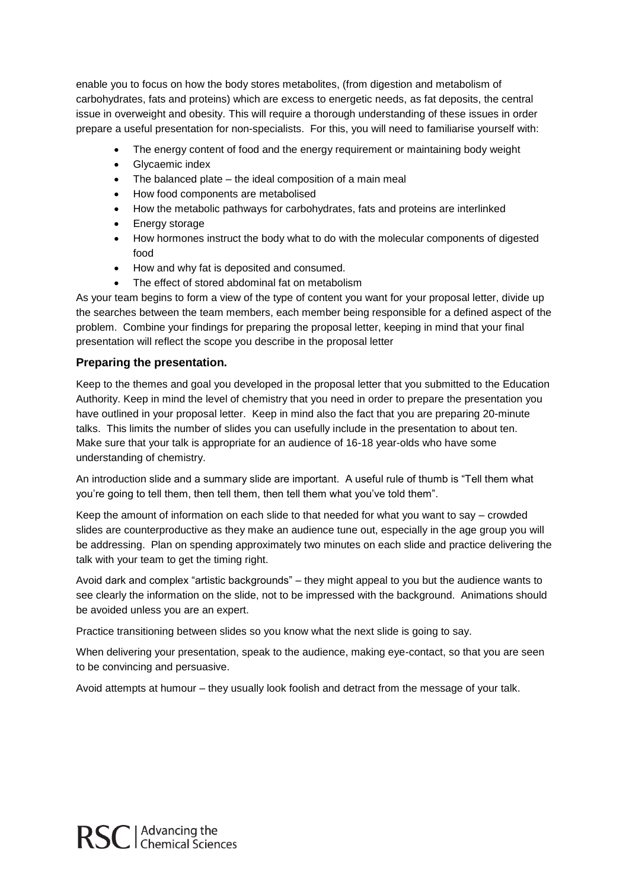enable you to focus on how the body stores metabolites, (from digestion and metabolism of carbohydrates, fats and proteins) which are excess to energetic needs, as fat deposits, the central issue in overweight and obesity. This will require a thorough understanding of these issues in order prepare a useful presentation for non-specialists. For this, you will need to familiarise yourself with:

- The energy content of food and the energy requirement or maintaining body weight
- Glycaemic index
- The balanced plate – the ideal composition of a main meal
- How food components are metabolised
- How the metabolic pathways for carbohydrates, fats and proteins are interlinked
- Energy storage
- How hormones instruct the body what to do with the molecular components of digested food
- How and why fat is deposited and consumed.
- The effect of stored abdominal fat on metabolism

As your team begins to form a view of the type of content you want for your proposal letter, divide up the searches between the team members, each member being responsible for a defined aspect of the problem. Combine your findings for preparing the proposal letter, keeping in mind that your final presentation will reflect the scope you describe in the proposal letter

### Preparing the presentation.

Keep to the themes and goal you developed in the proposal letter that you submitted to the Education Authority. Keep in mind the level of chemistry that you need in order to prepare the presentation you have outlined in your proposal letter. Keep in mind also the fact that you are preparing 20-minute talks. This limits the number of slides you can usefully include in the presentation to about ten. Make sure that your talk is appropriate for an audience of 16-18 year-olds who have some understanding of chemistry.

An introduction slide and a summary slide are important. A useful rule of thumb is "Tell them what you're going to tell them, then tell them, then tell them what you've told them".

Keep the amount of information on each slide to that needed for what you want to say – crowded slides are counterproductive as they make an audience tune out, especially in the age group you will be addressing. Plan on spending approximately two minutes on each slide and practice delivering the talk with your team to get the timing right.

Avoid dark and complex "artistic backgrounds" – they might appeal to you but the audience wants to see clearly the information on the slide, not to be impressed with the background. Animations should be avoided unless you are an expert.

Practice transitioning between slides so you know what the next slide is going to say.

When delivering your presentation, speak to the audience, making eye-contact, so that you are seen to be convincing and persuasive.

Avoid attempts at humour – they usually look foolish and detract from the message of your talk.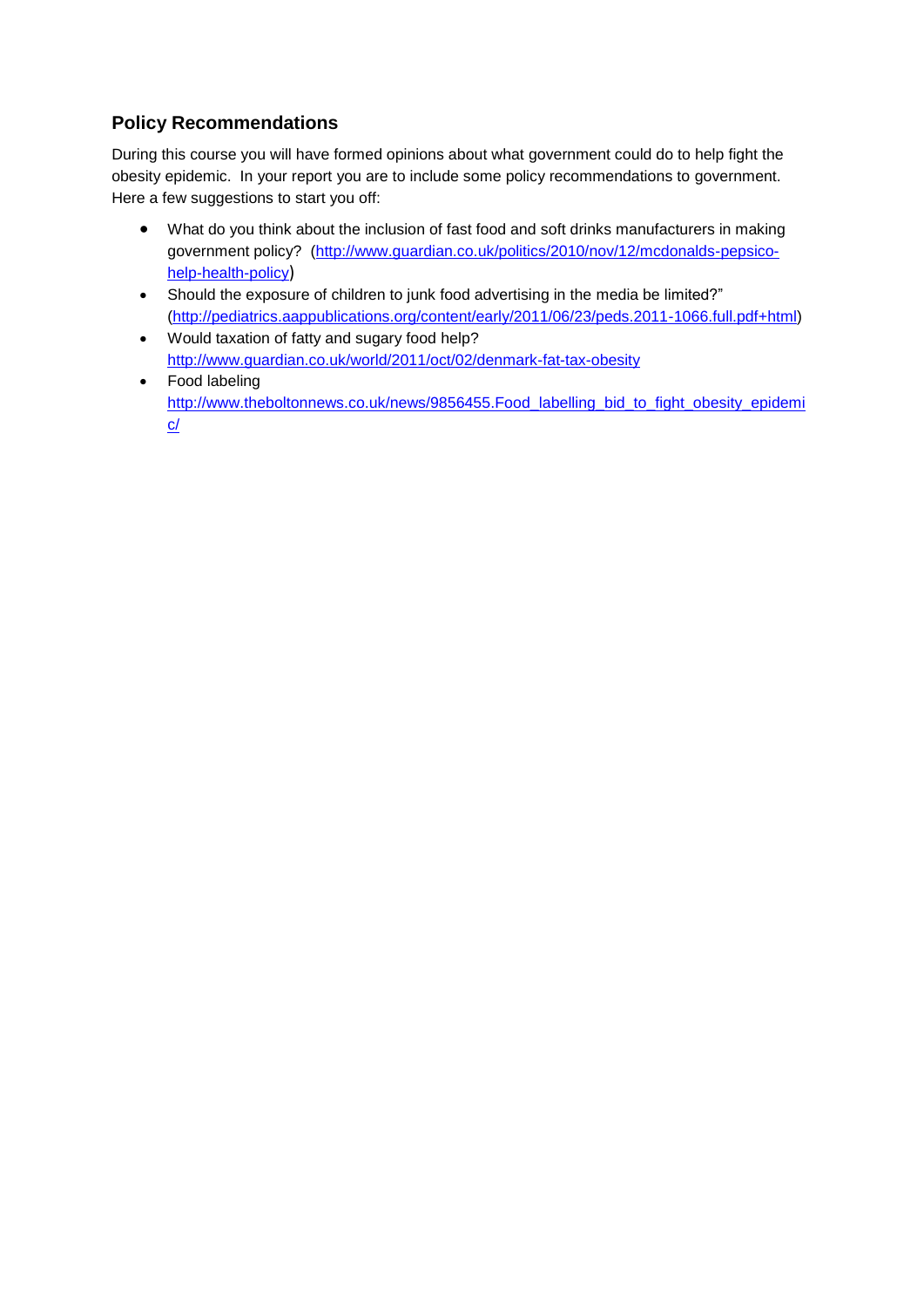## Policy Recommendations

During this course you will have formed opinions about what government could do to help fight the obesity epidemic. In your report you are to include some policy recommendations to government. Here a few suggestions to start you off:

- What do you think about the inclusion of fast food and soft drinks manufacturers in making government policy? (http://www.guardian.co.uk/politics/2010/nov/12/mcdonalds-pepsico-help-health-policy)
- Should the exposure of children to junk food advertising in the media be limited?" (http://pediatrics.aappublications.org/content/early/2011/06/23/peds.2011-1066.full.pdf+html)
- Would taxation of fatty and sugary food help? http://www.guardian.co.uk/world/2011/oct/02/denmark-fat-tax-obesity
- Food labeling http://www.theboltonnews.co.uk/news/9856455.Food_labelling_bid_to_fight_obesity_epidemic/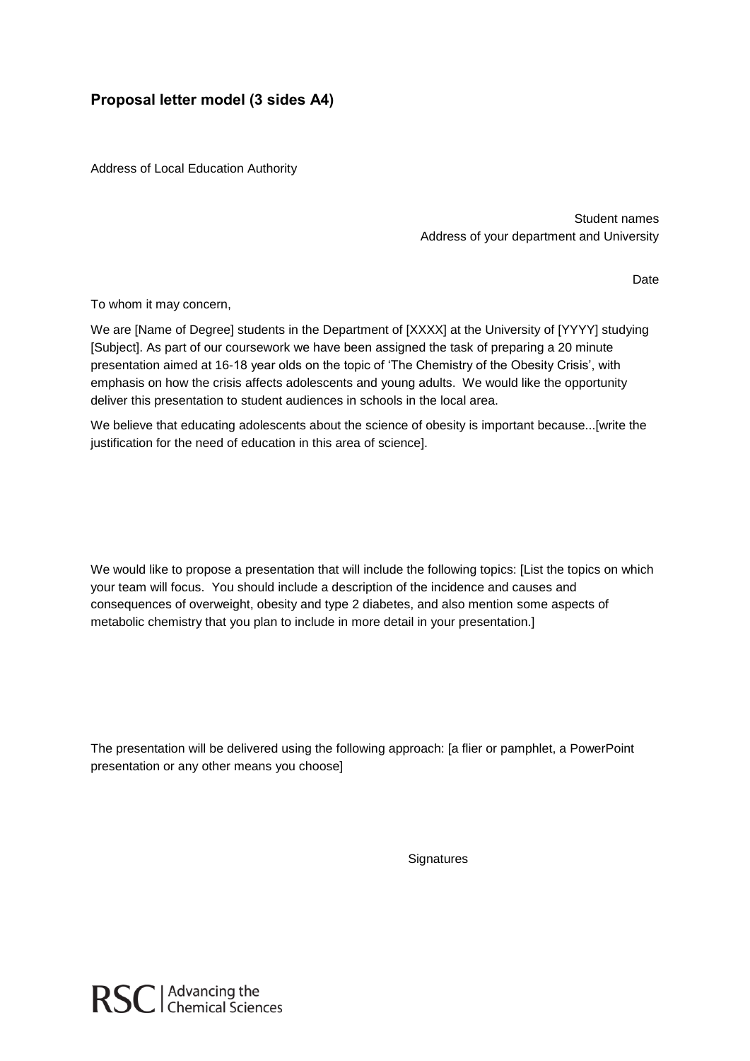## **Proposal letter model (3 sides A4)**

Address of Local Education Authority

Student names
Address of your department and University

Date

To whom it may concern,

We are [Name of Degree] students in the Department of [XXXX] at the University of [YYYY] studying [Subject]. As part of our coursework we have been assigned the task of preparing a 20 minute presentation aimed at 16-18 year olds on the topic of 'The Chemistry of the Obesity Crisis', with emphasis on how the crisis affects adolescents and young adults. We would like the opportunity deliver this presentation to student audiences in schools in the local area.

We believe that educating adolescents about the science of obesity is important because...[write the justification for the need of education in this area of science].

We would like to propose a presentation that will include the following topics: [List the topics on which your team will focus. You should include a description of the incidence and causes and consequences of overweight, obesity and type 2 diabetes, and also mention some aspects of metabolic chemistry that you plan to include in more detail in your presentation.]

The presentation will be delivered using the following approach: [a flier or pamphlet, a PowerPoint presentation or any other means you choose]

Signatures